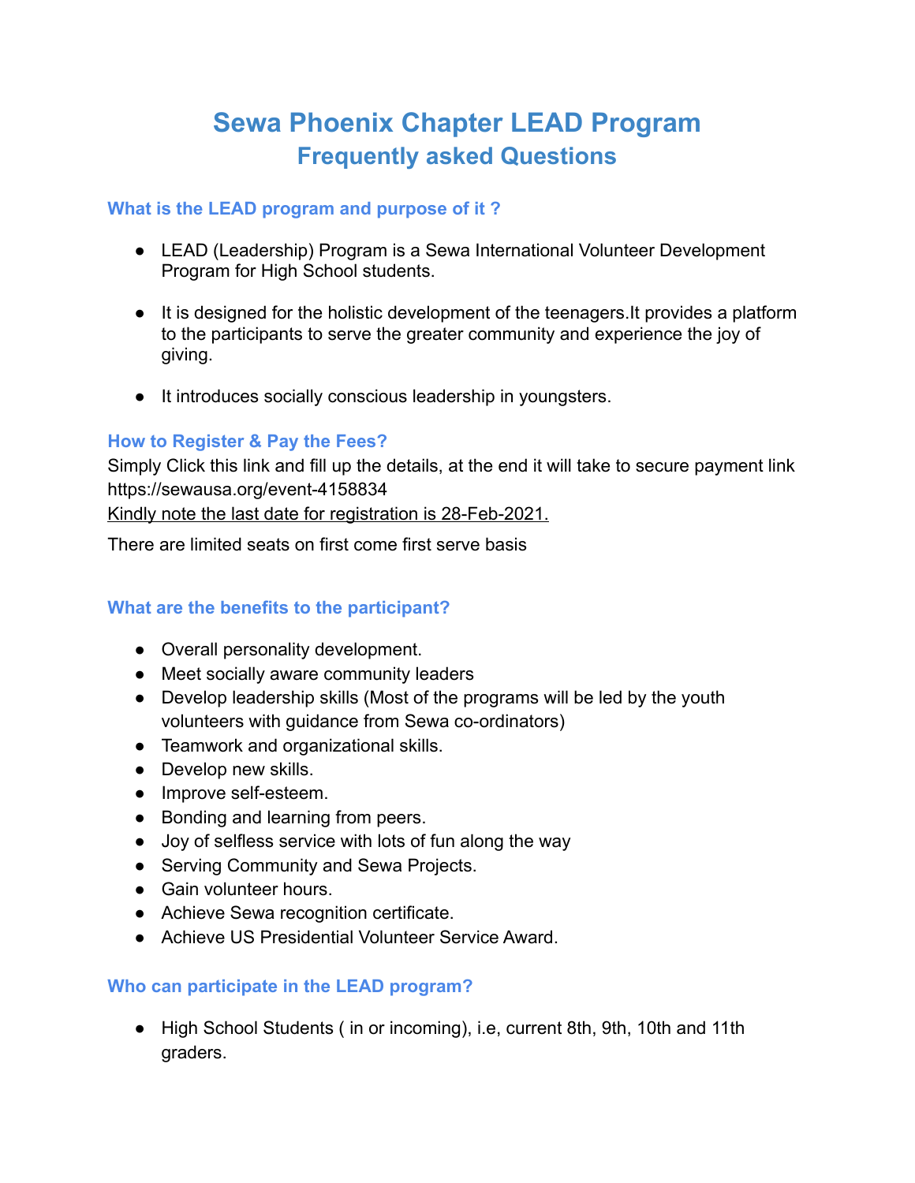# Sewa Phoenix Chapter LEAD Program
## Frequently asked Questions

### What is the LEAD program and purpose of it ?

- LEAD (Leadership) Program is a Sewa International Volunteer Development Program for High School students.
- It is designed for the holistic development of the teenagers.It provides a platform to the participants to serve the greater community and experience the joy of giving.
- It introduces socially conscious leadership in youngsters.

### How to Register & Pay the Fees?

Simply Click this link and fill up the details, at the end it will take to secure payment link https://sewausa.org/event-4158834

<u>Kindly note the last date for registration is 28-Feb-2021.</u>

There are limited seats on first come first serve basis

### What are the benefits to the participant?

- Overall personality development.
- Meet socially aware community leaders
- Develop leadership skills (Most of the programs will be led by the youth volunteers with guidance from Sewa co-ordinators)
- Teamwork and organizational skills.
- Develop new skills.
- Improve self-esteem.
- Bonding and learning from peers.
- Joy of selfless service with lots of fun along the way
- Serving Community and Sewa Projects.
- Gain volunteer hours.
- Achieve Sewa recognition certificate.
- Achieve US Presidential Volunteer Service Award.

### Who can participate in the LEAD program?

- High School Students ( in or incoming), i.e, current 8th, 9th, 10th and 11th graders.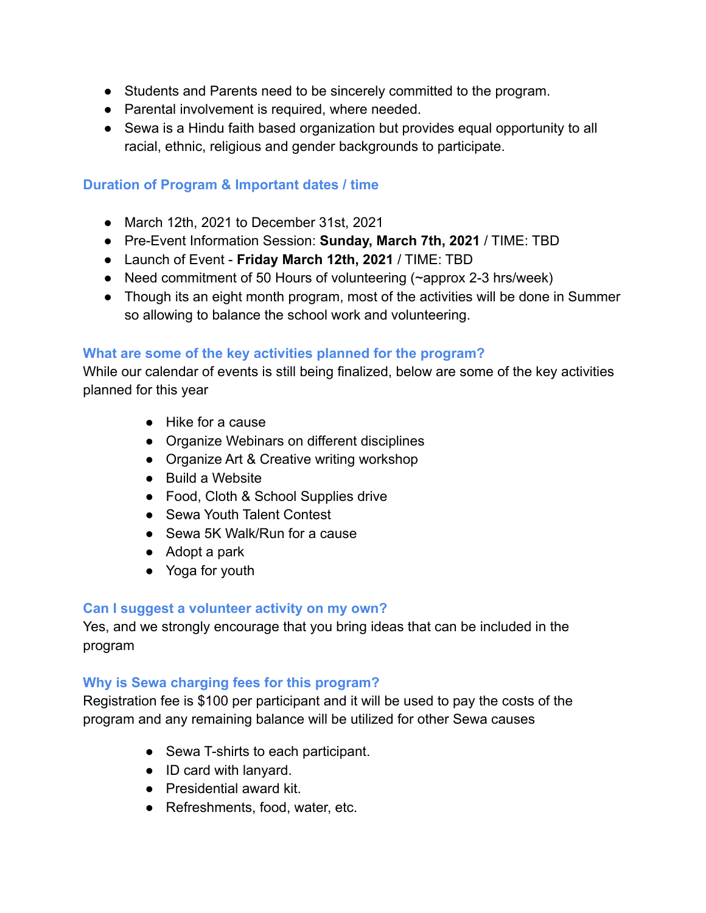- Students and Parents need to be sincerely committed to the program.
- Parental involvement is required, where needed.
- Sewa is a Hindu faith based organization but provides equal opportunity to all racial, ethnic, religious and gender backgrounds to participate.

### Duration of Program & Important dates / time

- March 12th, 2021 to December 31st, 2021
- Pre-Event Information Session: **Sunday, March 7th, 2021** / TIME: TBD
- Launch of Event - **Friday March 12th, 2021** / TIME: TBD
- Need commitment of 50 Hours of volunteering (~approx 2-3 hrs/week)
- Though its an eight month program, most of the activities will be done in Summer so allowing to balance the school work and volunteering.

### What are some of the key activities planned for the program?

While our calendar of events is still being finalized, below are some of the key activities planned for this year

- Hike for a cause
- Organize Webinars on different disciplines
- Organize Art & Creative writing workshop
- Build a Website
- Food, Cloth & School Supplies drive
- Sewa Youth Talent Contest
- Sewa 5K Walk/Run for a cause
- Adopt a park
- Yoga for youth

### Can I suggest a volunteer activity on my own?

Yes, and we strongly encourage that you bring ideas that can be included in the program

### Why is Sewa charging fees for this program?

Registration fee is $100 per participant and it will be used to pay the costs of the program and any remaining balance will be utilized for other Sewa causes

- Sewa T-shirts to each participant.
- ID card with lanyard.
- Presidential award kit.
- Refreshments, food, water, etc.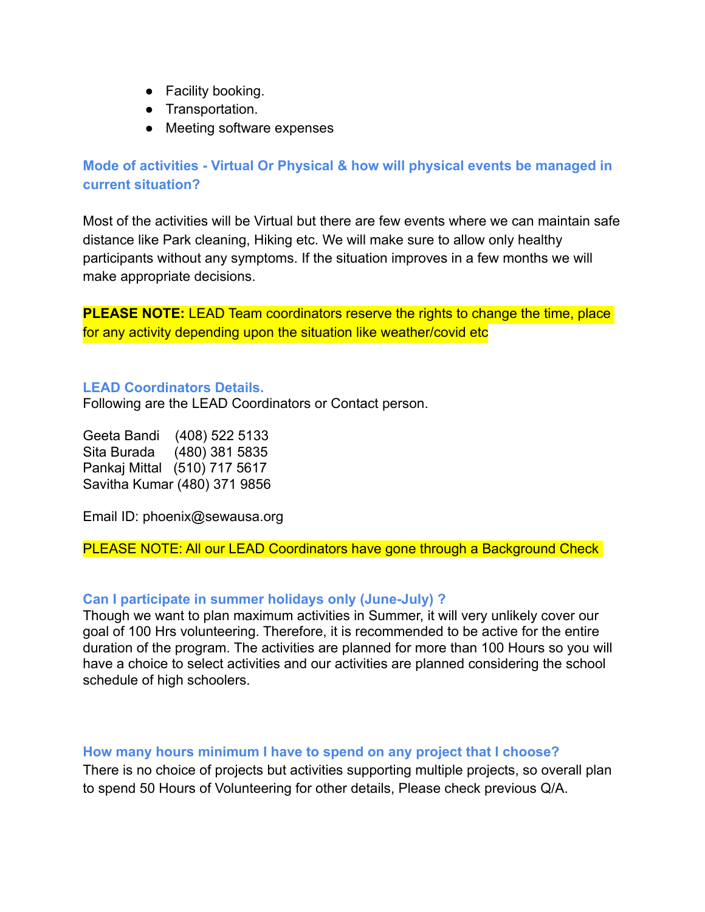- Facility booking.
- Transportation.
- Meeting software expenses

### Mode of activities - Virtual Or Physical & how will physical events be managed in current situation?

Most of the activities will be Virtual but there are few events where we can maintain safe distance like Park cleaning, Hiking etc. We will make sure to allow only healthy participants without any symptoms. If the situation improves in a few months we will make appropriate decisions.

**PLEASE NOTE:** LEAD Team coordinators reserve the rights to change the time, place for any activity depending upon the situation like weather/covid etc

### LEAD Coordinators Details.

Following are the LEAD Coordinators or Contact person.

Geeta Bandi (408) 522 5133
Sita Burada (480) 381 5835
Pankaj Mittal (510) 717 5617
Savitha Kumar (480) 371 9856

Email ID: phoenix@sewausa.org

PLEASE NOTE: All our LEAD Coordinators have gone through a Background Check

### Can I participate in summer holidays only (June-July) ?

Though we want to plan maximum activities in Summer, it will very unlikely cover our goal of 100 Hrs volunteering. Therefore, it is recommended to be active for the entire duration of the program. The activities are planned for more than 100 Hours so you will have a choice to select activities and our activities are planned considering the school schedule of high schoolers.

### How many hours minimum I have to spend on any project that I choose?

There is no choice of projects but activities supporting multiple projects, so overall plan to spend 50 Hours of Volunteering for other details, Please check previous Q/A.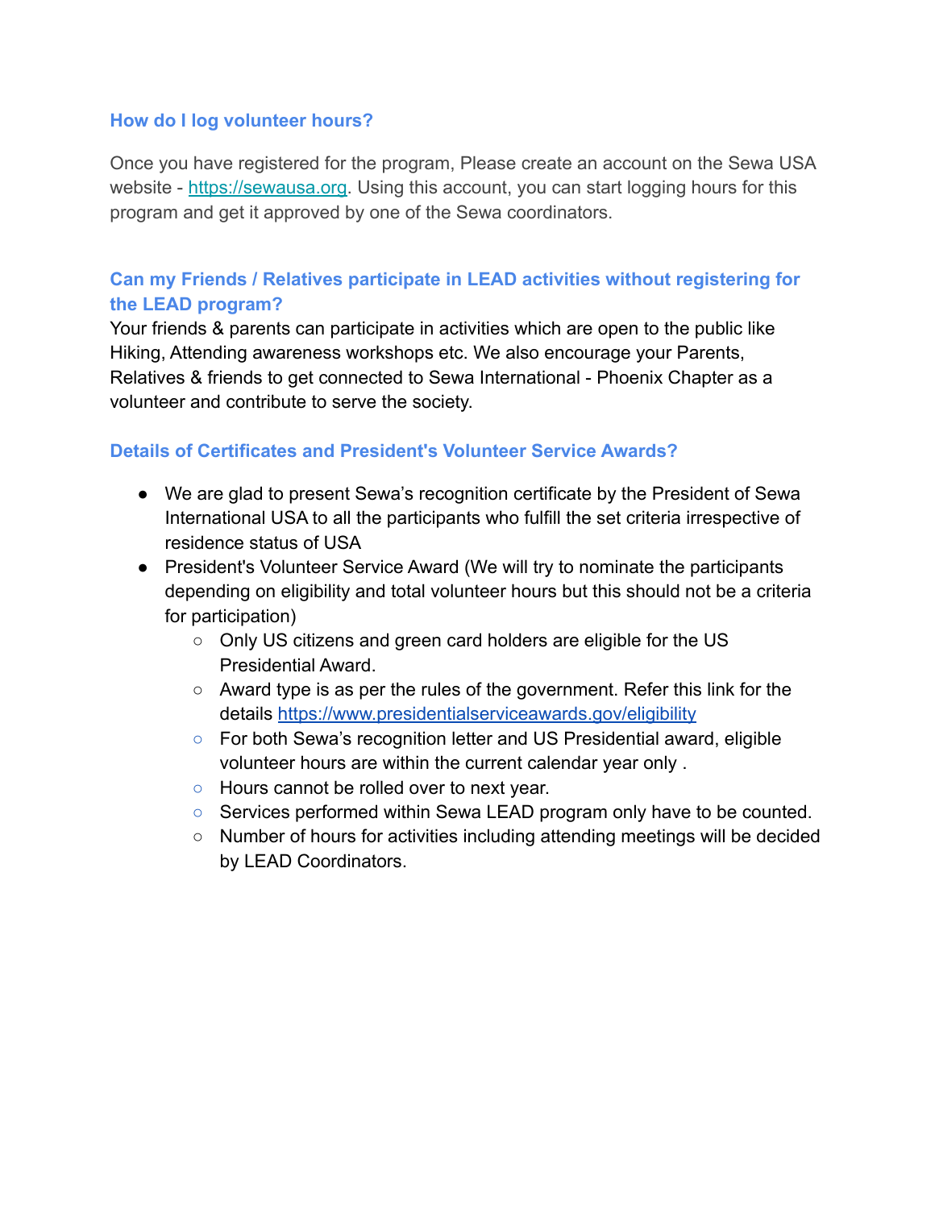### How do I log volunteer hours?

Once you have registered for the program, Please create an account on the Sewa USA website - [https://sewausa.org](https://sewausa.org). Using this account, you can start logging hours for this program and get it approved by one of the Sewa coordinators.

### Can my Friends / Relatives participate in LEAD activities without registering for the LEAD program?

Your friends & parents can participate in activities which are open to the public like Hiking, Attending awareness workshops etc. We also encourage your Parents, Relatives & friends to get connected to Sewa International - Phoenix Chapter as a volunteer and contribute to serve the society.

### Details of Certificates and President's Volunteer Service Awards?

- We are glad to present Sewa's recognition certificate by the President of Sewa International USA to all the participants who fulfill the set criteria irrespective of residence status of USA
- President's Volunteer Service Award (We will try to nominate the participants depending on eligibility and total volunteer hours but this should not be a criteria for participation)
  - Only US citizens and green card holders are eligible for the US Presidential Award.
  - Award type is as per the rules of the government. Refer this link for the details [https://www.presidentialserviceawards.gov/eligibility](https://www.presidentialserviceawards.gov/eligibility)
  - For both Sewa's recognition letter and US Presidential award, eligible volunteer hours are within the current calendar year only .
  - Hours cannot be rolled over to next year.
  - Services performed within Sewa LEAD program only have to be counted.
  - Number of hours for activities including attending meetings will be decided by LEAD Coordinators.